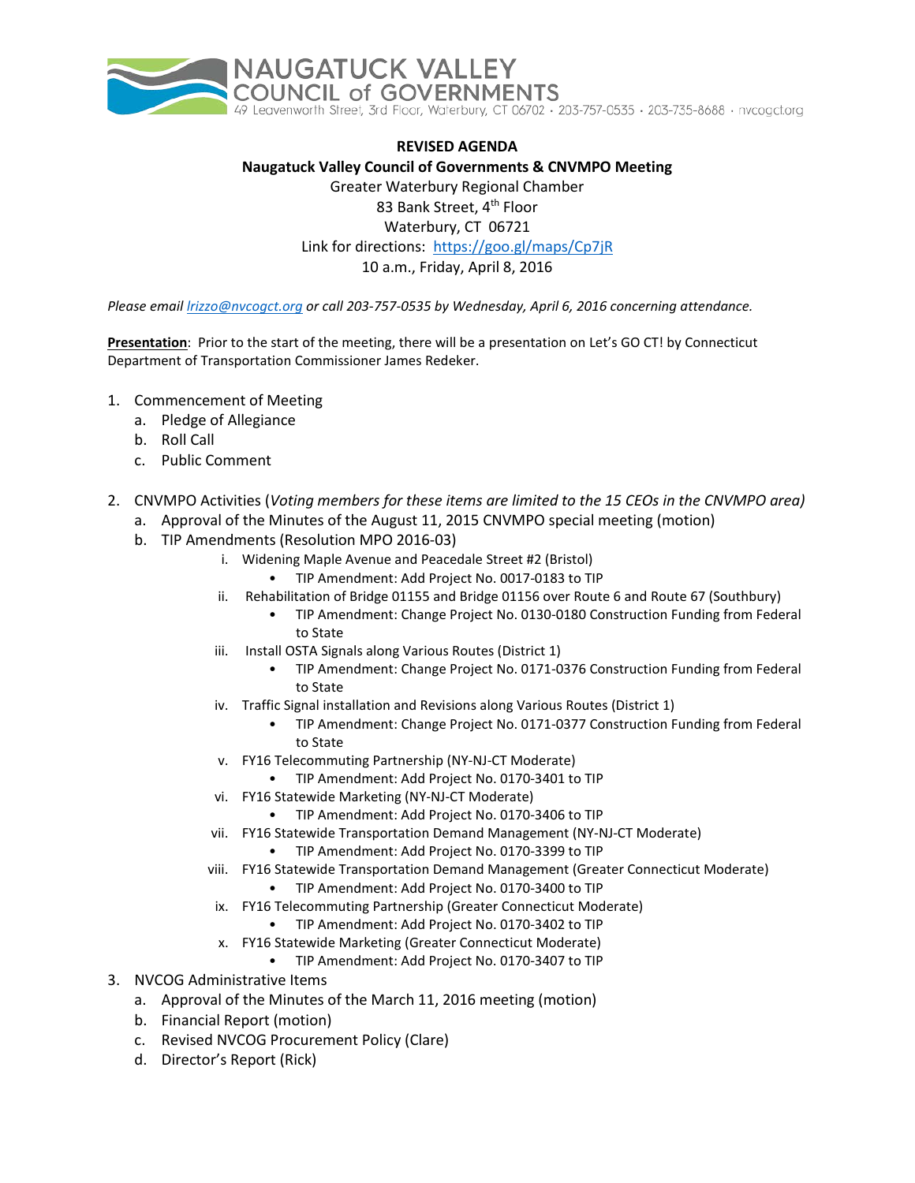NAUGATUCK VALLEY COUNCIL of GOVERNMENTS
49 Leavenworth Street, 3rd Floor, Waterbury, CT 06702 • 203-757-0535 • 203-735-8688 • nvcogct.org

**REVISED AGENDA**

**Naugatuck Valley Council of Governments & CNVMPO Meeting**

Greater Waterbury Regional Chamber
83 Bank Street, 4th Floor
Waterbury, CT 06721
Link for directions: https://goo.gl/maps/Cp7jR
10 a.m., Friday, April 8, 2016

*Please email lrizzo@nvcogct.org or call 203-757-0535 by Wednesday, April 6, 2016 concerning attendance.*

**Presentation**: Prior to the start of the meeting, there will be a presentation on Let's GO CT! by Connecticut Department of Transportation Commissioner James Redeker.

1. Commencement of Meeting
   a. Pledge of Allegiance
   b. Roll Call
   c. Public Comment
2. CNVMPO Activities (*Voting members for these items are limited to the 15 CEOs in the CNVMPO area)*
   a. Approval of the Minutes of the August 11, 2015 CNVMPO special meeting (motion)
   b. TIP Amendments (Resolution MPO 2016-03)
      i. Widening Maple Avenue and Peacedale Street #2 (Bristol)
         - TIP Amendment: Add Project No. 0017-0183 to TIP
      ii. Rehabilitation of Bridge 01155 and Bridge 01156 over Route 6 and Route 67 (Southbury)
         - TIP Amendment: Change Project No. 0130-0180 Construction Funding from Federal to State
      iii. Install OSTA Signals along Various Routes (District 1)
         - TIP Amendment: Change Project No. 0171-0376 Construction Funding from Federal to State
      iv. Traffic Signal installation and Revisions along Various Routes (District 1)
         - TIP Amendment: Change Project No. 0171-0377 Construction Funding from Federal to State
      v. FY16 Telecommuting Partnership (NY-NJ-CT Moderate)
         - TIP Amendment: Add Project No. 0170-3401 to TIP
      vi. FY16 Statewide Marketing (NY-NJ-CT Moderate)
         - TIP Amendment: Add Project No. 0170-3406 to TIP
      vii. FY16 Statewide Transportation Demand Management (NY-NJ-CT Moderate)
         - TIP Amendment: Add Project No. 0170-3399 to TIP
      viii. FY16 Statewide Transportation Demand Management (Greater Connecticut Moderate)
         - TIP Amendment: Add Project No. 0170-3400 to TIP
      ix. FY16 Telecommuting Partnership (Greater Connecticut Moderate)
         - TIP Amendment: Add Project No. 0170-3402 to TIP
      x. FY16 Statewide Marketing (Greater Connecticut Moderate)
         - TIP Amendment: Add Project No. 0170-3407 to TIP
3. NVCOG Administrative Items
   a. Approval of the Minutes of the March 11, 2016 meeting (motion)
   b. Financial Report (motion)
   c. Revised NVCOG Procurement Policy (Clare)
   d. Director's Report (Rick)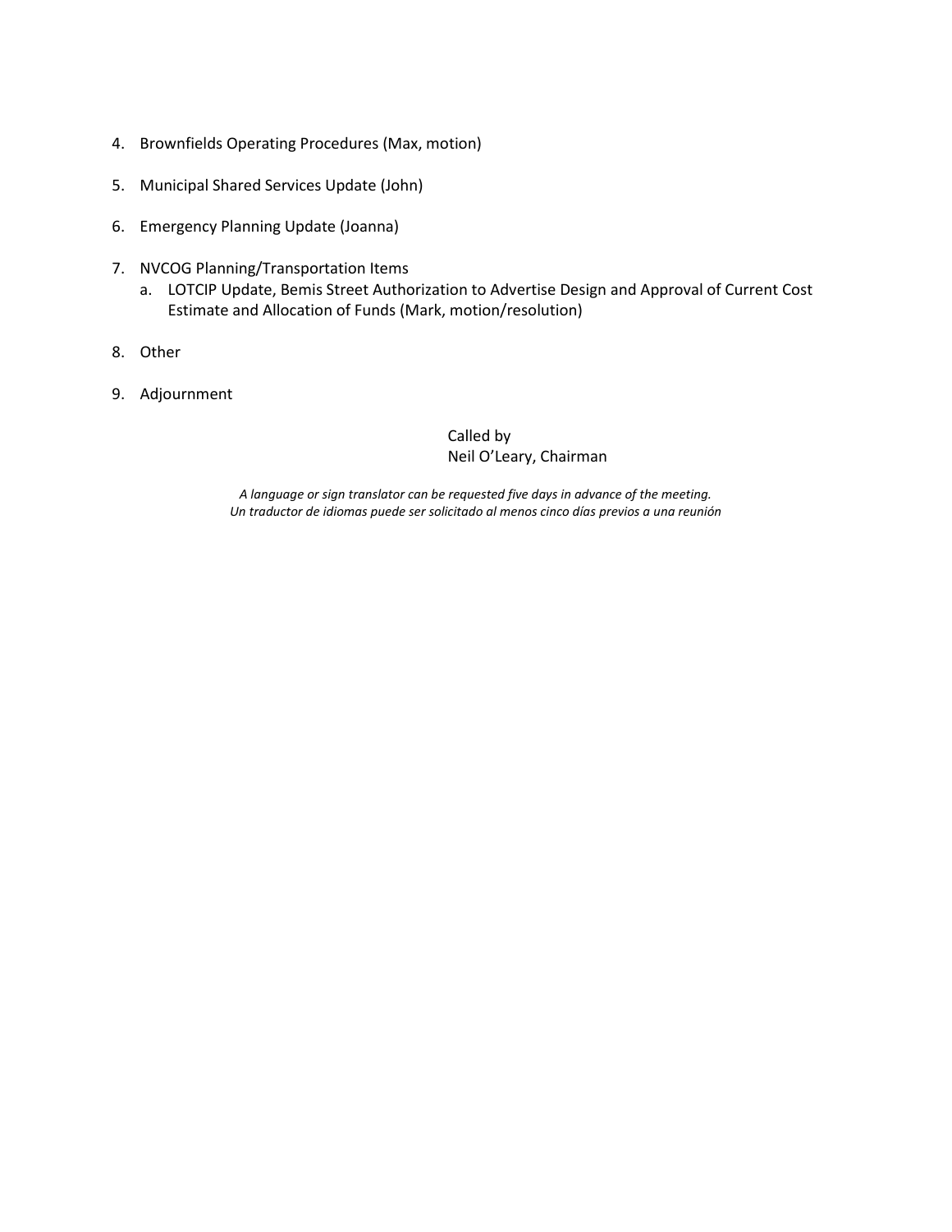4. Brownfields Operating Procedures (Max, motion)

5. Municipal Shared Services Update (John)

6. Emergency Planning Update (Joanna)

7. NVCOG Planning/Transportation Items
   a. LOTCIP Update, Bemis Street Authorization to Advertise Design and Approval of Current Cost Estimate and Allocation of Funds (Mark, motion/resolution)

8. Other

9. Adjournment

Called by
Neil O'Leary, Chairman

*A language or sign translator can be requested five days in advance of the meeting.*
*Un traductor de idiomas puede ser solicitado al menos cinco días previos a una reunión*